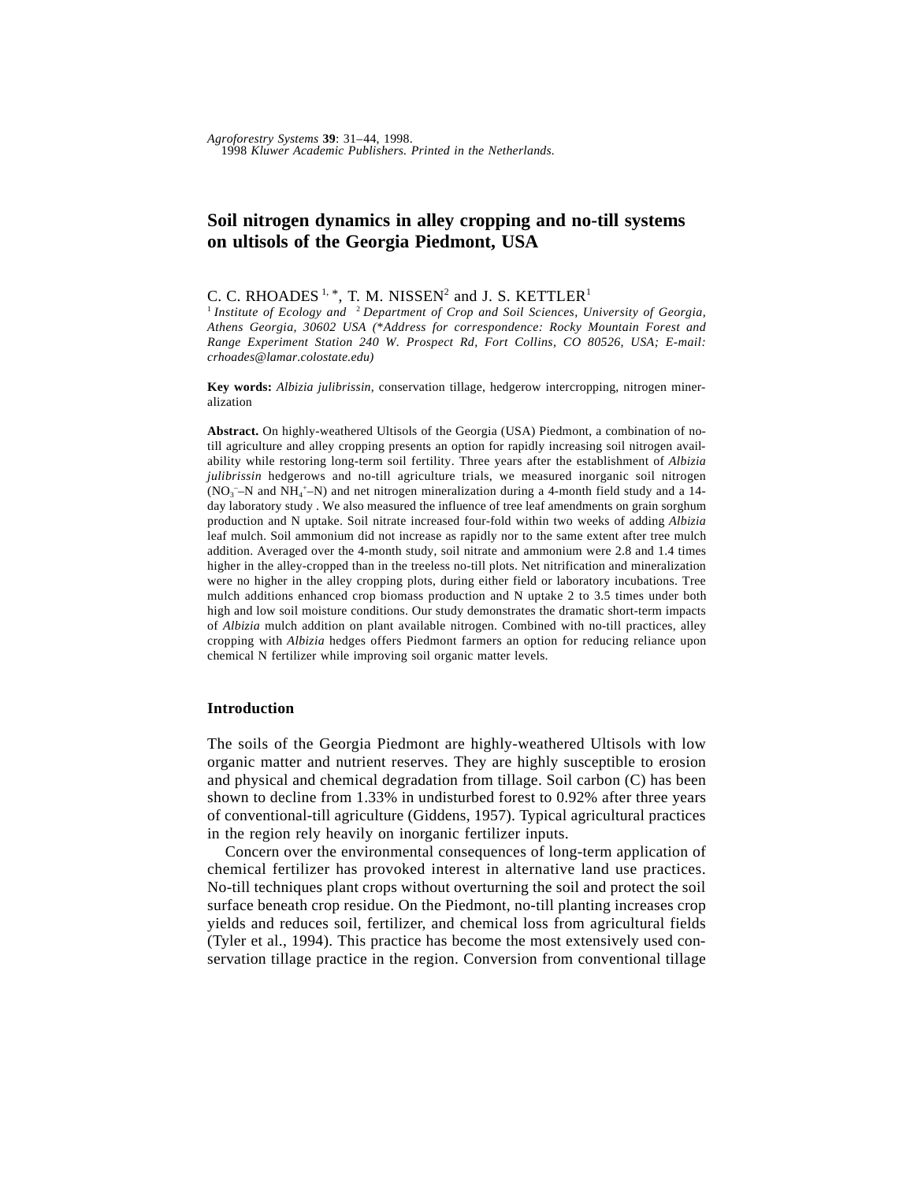# Soil nitrogen dynamics in alley cropping and no-till systems on ultisols of the Georgia Piedmont, USA

C. C. RHOADES [1,*], T. M. NISSEN[2] and J. S. KETTLER[1]

[1] *Institute of Ecology and* [2] *Department of Crop and Soil Sciences, University of Georgia, Athens Georgia, 30602 USA (\*Address for correspondence: Rocky Mountain Forest and Range Experiment Station 240 W. Prospect Rd, Fort Collins, CO 80526, USA; E-mail: crhoades@lamar.colostate.edu)*

**Key words:** *Albizia julibrissin*, conservation tillage, hedgerow intercropping, nitrogen mineralization

**Abstract.** On highly-weathered Ultisols of the Georgia (USA) Piedmont, a combination of no-till agriculture and alley cropping presents an option for rapidly increasing soil nitrogen availability while restoring long-term soil fertility. Three years after the establishment of *Albizia julibrissin* hedgerows and no-till agriculture trials, we measured inorganic soil nitrogen ($NO_3^-$–N and $NH_4^+$–N) and net nitrogen mineralization during a 4-month field study and a 14-day laboratory study . We also measured the influence of tree leaf amendments on grain sorghum production and N uptake. Soil nitrate increased four-fold within two weeks of adding *Albizia* leaf mulch. Soil ammonium did not increase as rapidly nor to the same extent after tree mulch addition. Averaged over the 4-month study, soil nitrate and ammonium were 2.8 and 1.4 times higher in the alley-cropped than in the treeless no-till plots. Net nitrification and mineralization were no higher in the alley cropping plots, during either field or laboratory incubations. Tree mulch additions enhanced crop biomass production and N uptake 2 to 3.5 times under both high and low soil moisture conditions. Our study demonstrates the dramatic short-term impacts of *Albizia* mulch addition on plant available nitrogen. Combined with no-till practices, alley cropping with *Albizia* hedges offers Piedmont farmers an option for reducing reliance upon chemical N fertilizer while improving soil organic matter levels.

## Introduction

The soils of the Georgia Piedmont are highly-weathered Ultisols with low organic matter and nutrient reserves. They are highly susceptible to erosion and physical and chemical degradation from tillage. Soil carbon (C) has been shown to decline from 1.33% in undisturbed forest to 0.92% after three years of conventional-till agriculture (Giddens, 1957). Typical agricultural practices in the region rely heavily on inorganic fertilizer inputs.

Concern over the environmental consequences of long-term application of chemical fertilizer has provoked interest in alternative land use practices. No-till techniques plant crops without overturning the soil and protect the soil surface beneath crop residue. On the Piedmont, no-till planting increases crop yields and reduces soil, fertilizer, and chemical loss from agricultural fields (Tyler et al., 1994). This practice has become the most extensively used conservation tillage practice in the region. Conversion from conventional tillage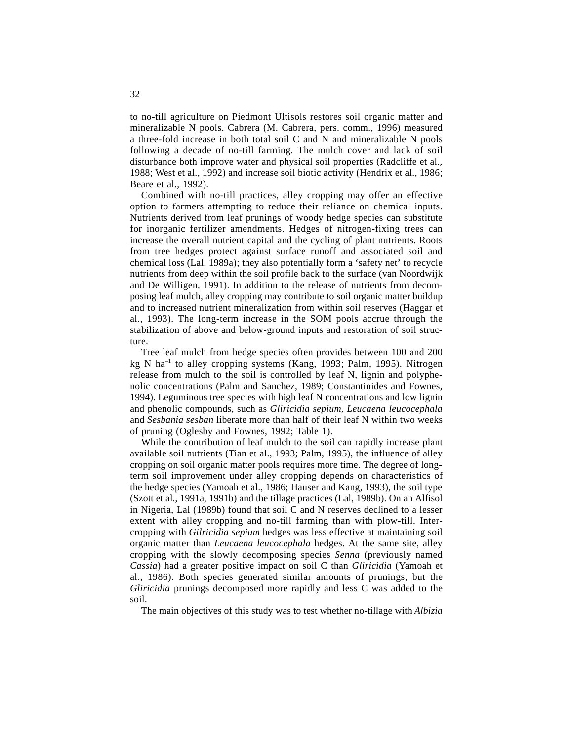to no-till agriculture on Piedmont Ultisols restores soil organic matter and mineralizable N pools. Cabrera (M. Cabrera, pers. comm., 1996) measured a three-fold increase in both total soil C and N and mineralizable N pools following a decade of no-till farming. The mulch cover and lack of soil disturbance both improve water and physical soil properties (Radcliffe et al., 1988; West et al., 1992) and increase soil biotic activity (Hendrix et al., 1986; Beare et al., 1992).

Combined with no-till practices, alley cropping may offer an effective option to farmers attempting to reduce their reliance on chemical inputs. Nutrients derived from leaf prunings of woody hedge species can substitute for inorganic fertilizer amendments. Hedges of nitrogen-fixing trees can increase the overall nutrient capital and the cycling of plant nutrients. Roots from tree hedges protect against surface runoff and associated soil and chemical loss (Lal, 1989a); they also potentially form a 'safety net' to recycle nutrients from deep within the soil profile back to the surface (van Noordwijk and De Willigen, 1991). In addition to the release of nutrients from decomposing leaf mulch, alley cropping may contribute to soil organic matter buildup and to increased nutrient mineralization from within soil reserves (Haggar et al., 1993). The long-term increase in the SOM pools accrue through the stabilization of above and below-ground inputs and restoration of soil structure.

Tree leaf mulch from hedge species often provides between 100 and 200 kg N $ha^{-1}$ to alley cropping systems (Kang, 1993; Palm, 1995). Nitrogen release from mulch to the soil is controlled by leaf N, lignin and polyphenolic concentrations (Palm and Sanchez, 1989; Constantinides and Fownes, 1994). Leguminous tree species with high leaf N concentrations and low lignin and phenolic compounds, such as *Gliricidia sepium*, *Leucaena leucocephala* and *Sesbania sesban* liberate more than half of their leaf N within two weeks of pruning (Oglesby and Fownes, 1992; Table 1).

While the contribution of leaf mulch to the soil can rapidly increase plant available soil nutrients (Tian et al., 1993; Palm, 1995), the influence of alley cropping on soil organic matter pools requires more time. The degree of long-term soil improvement under alley cropping depends on characteristics of the hedge species (Yamoah et al., 1986; Hauser and Kang, 1993), the soil type (Szott et al., 1991a, 1991b) and the tillage practices (Lal, 1989b). On an Alfisol in Nigeria, Lal (1989b) found that soil C and N reserves declined to a lesser extent with alley cropping and no-till farming than with plow-till. Intercropping with *Gilricidia sepium* hedges was less effective at maintaining soil organic matter than *Leucaena leucocephala* hedges. At the same site, alley cropping with the slowly decomposing species *Senna* (previously named *Cassia*) had a greater positive impact on soil C than *Gliricidia* (Yamoah et al., 1986). Both species generated similar amounts of prunings, but the *Gliricidia* prunings decomposed more rapidly and less C was added to the soil.

The main objectives of this study was to test whether no-tillage with *Albizia*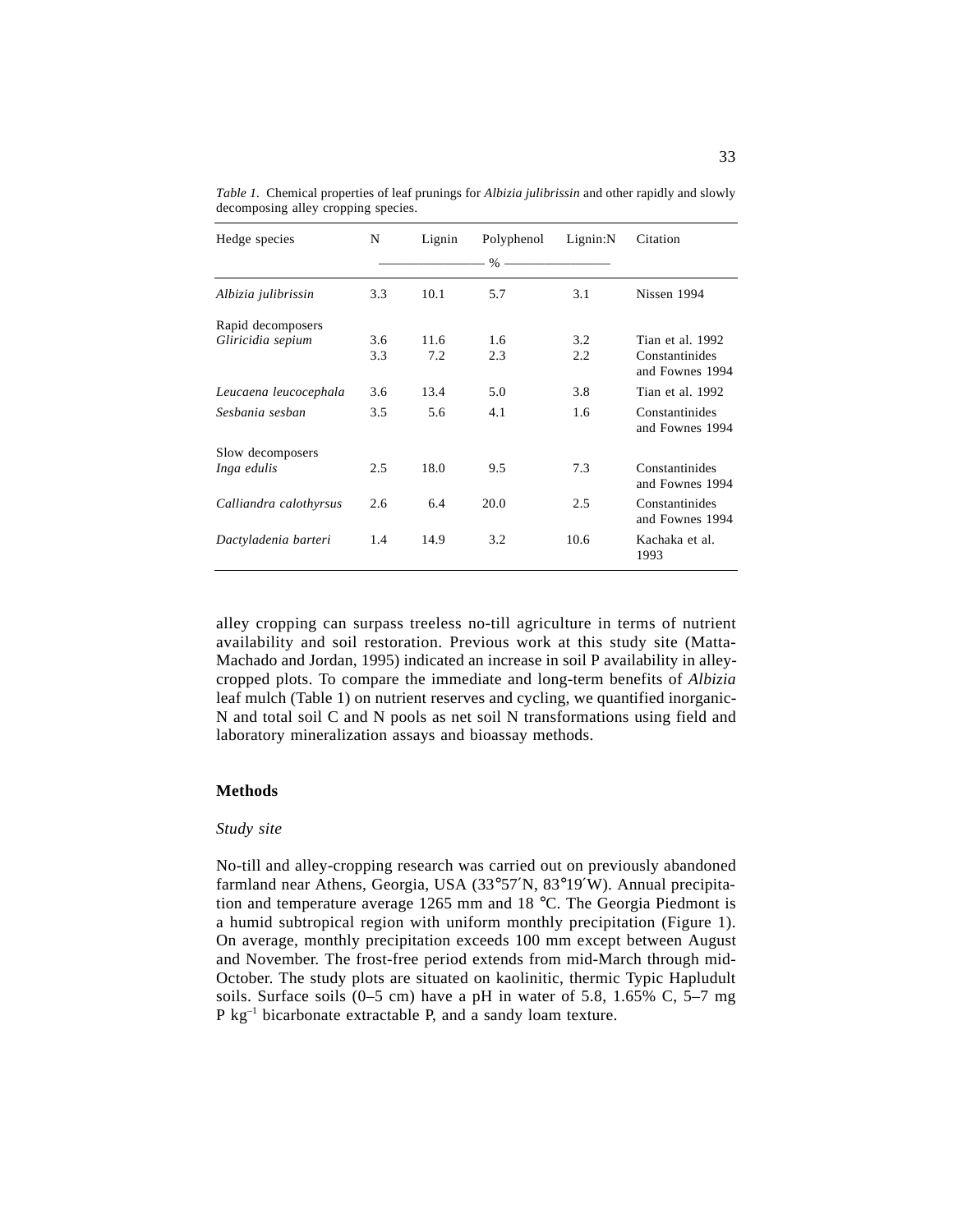*Table 1.* Chemical properties of leaf prunings for *Albizia julibrissin* and other rapidly and slowly decomposing alley cropping species.

| Hedge species | N | Lignin | Polyphenol | Lignin:N | Citation |
|---|---|---|---|---|---|
| | % | | | | |
| *Albizia julibrissin* | 3.3 | 10.1 | 5.7 | 3.1 | Nissen 1994 |
| Rapid decomposers | | | | | |
| *Gliricidia sepium* | 3.6 | 11.6 | 1.6 | 3.2 | Tian et al. 1992 |
| | 3.3 | 7.2 | 2.3 | 2.2 | Constantinides and Fownes 1994 |
| *Leucaena leucocephala* | 3.6 | 13.4 | 5.0 | 3.8 | Tian et al. 1992 |
| *Sesbania sesban* | 3.5 | 5.6 | 4.1 | 1.6 | Constantinides and Fownes 1994 |
| Slow decomposers | | | | | |
| *Inga edulis* | 2.5 | 18.0 | 9.5 | 7.3 | Constantinides and Fownes 1994 |
| *Calliandra calothyrsus* | 2.6 | 6.4 | 20.0 | 2.5 | Constantinides and Fownes 1994 |
| *Dactyladenia barteri* | 1.4 | 14.9 | 3.2 | 10.6 | Kachaka et al. 1993 |

alley cropping can surpass treeless no-till agriculture in terms of nutrient availability and soil restoration. Previous work at this study site (Matta-Machado and Jordan, 1995) indicated an increase in soil P availability in alley-cropped plots. To compare the immediate and long-term benefits of *Albizia* leaf mulch (Table 1) on nutrient reserves and cycling, we quantified inorganic-N and total soil C and N pools as net soil N transformations using field and laboratory mineralization assays and bioassay methods.

## Methods

### *Study site*

No-till and alley-cropping research was carried out on previously abandoned farmland near Athens, Georgia, USA (33°57′N, 83°19′W). Annual precipitation and temperature average 1265 mm and 18 °C. The Georgia Piedmont is a humid subtropical region with uniform monthly precipitation (Figure 1). On average, monthly precipitation exceeds 100 mm except between August and November. The frost-free period extends from mid-March through mid-October. The study plots are situated on kaolinitic, thermic Typic Hapludult soils. Surface soils (0–5 cm) have a pH in water of 5.8, 1.65% C, 5–7 mg P $kg^{-1}$ bicarbonate extractable P, and a sandy loam texture.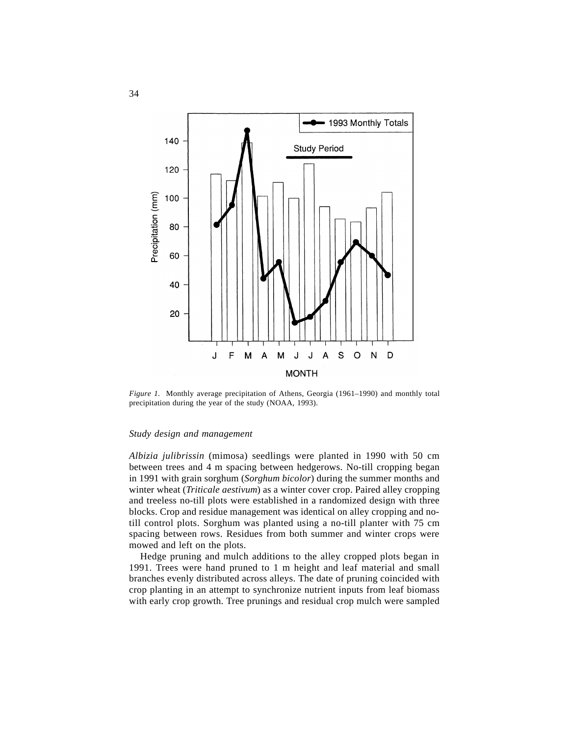*Figure 1.* Monthly average precipitation of Athens, Georgia (1961–1990) and monthly total precipitation during the year of the study (NOAA, 1993).

### *Study design and management*

*Albizia julibrissin* (mimosa) seedlings were planted in 1990 with 50 cm between trees and 4 m spacing between hedgerows. No-till cropping began in 1991 with grain sorghum (*Sorghum bicolor*) during the summer months and winter wheat (*Triticale aestivum*) as a winter cover crop. Paired alley cropping and treeless no-till plots were established in a randomized design with three blocks. Crop and residue management was identical on alley cropping and no-till control plots. Sorghum was planted using a no-till planter with 75 cm spacing between rows. Residues from both summer and winter crops were mowed and left on the plots.

Hedge pruning and mulch additions to the alley cropped plots began in 1991. Trees were hand pruned to 1 m height and leaf material and small branches evenly distributed across alleys. The date of pruning coincided with crop planting in an attempt to synchronize nutrient inputs from leaf biomass with early crop growth. Tree prunings and residual crop mulch were sampled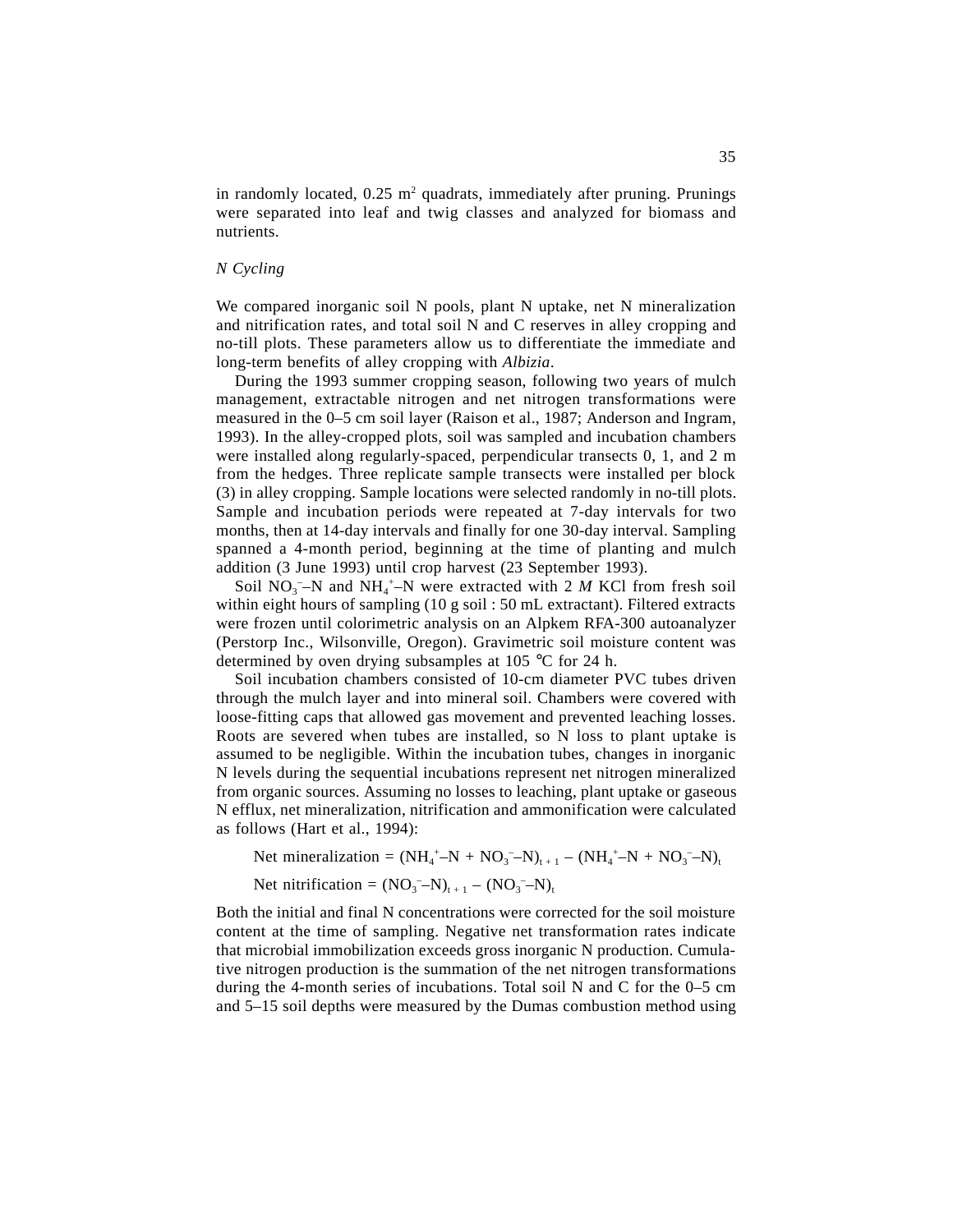in randomly located, 0.25 $m^2$ quadrats, immediately after pruning. Prunings were separated into leaf and twig classes and analyzed for biomass and nutrients.

### *N Cycling*

We compared inorganic soil N pools, plant N uptake, net N mineralization and nitrification rates, and total soil N and C reserves in alley cropping and no-till plots. These parameters allow us to differentiate the immediate and long-term benefits of alley cropping with *Albizia*.

During the 1993 summer cropping season, following two years of mulch management, extractable nitrogen and net nitrogen transformations were measured in the 0–5 cm soil layer (Raison et al., 1987; Anderson and Ingram, 1993). In the alley-cropped plots, soil was sampled and incubation chambers were installed along regularly-spaced, perpendicular transects 0, 1, and 2 m from the hedges. Three replicate sample transects were installed per block (3) in alley cropping. Sample locations were selected randomly in no-till plots. Sample and incubation periods were repeated at 7-day intervals for two months, then at 14-day intervals and finally for one 30-day interval. Sampling spanned a 4-month period, beginning at the time of planting and mulch addition (3 June 1993) until crop harvest (23 September 1993).

Soil $NO_3^-$–N and $NH_4^+$–N were extracted with 2 *M* KCl from fresh soil within eight hours of sampling (10 g soil : 50 mL extractant). Filtered extracts were frozen until colorimetric analysis on an Alpkem RFA-300 autoanalyzer (Perstorp Inc., Wilsonville, Oregon). Gravimetric soil moisture content was determined by oven drying subsamples at 105 °C for 24 h.

Soil incubation chambers consisted of 10-cm diameter PVC tubes driven through the mulch layer and into mineral soil. Chambers were covered with loose-fitting caps that allowed gas movement and prevented leaching losses. Roots are severed when tubes are installed, so N loss to plant uptake is assumed to be negligible. Within the incubation tubes, changes in inorganic N levels during the sequential incubations represent net nitrogen mineralized from organic sources. Assuming no losses to leaching, plant uptake or gaseous N efflux, net mineralization, nitrification and ammonification were calculated as follows (Hart et al., 1994):

$$\text{Net mineralization} = (NH_4^+\text{–N} + NO_3^-\text{–N})_{t+1} - (NH_4^+\text{–N} + NO_3^-\text{–N})_t$$

$$\text{Net nitrification} = (NO_3^-\text{–N})_{t+1} - (NO_3^-\text{–N})_t$$

Both the initial and final N concentrations were corrected for the soil moisture content at the time of sampling. Negative net transformation rates indicate that microbial immobilization exceeds gross inorganic N production. Cumulative nitrogen production is the summation of the net nitrogen transformations during the 4-month series of incubations. Total soil N and C for the 0–5 cm and 5–15 soil depths were measured by the Dumas combustion method using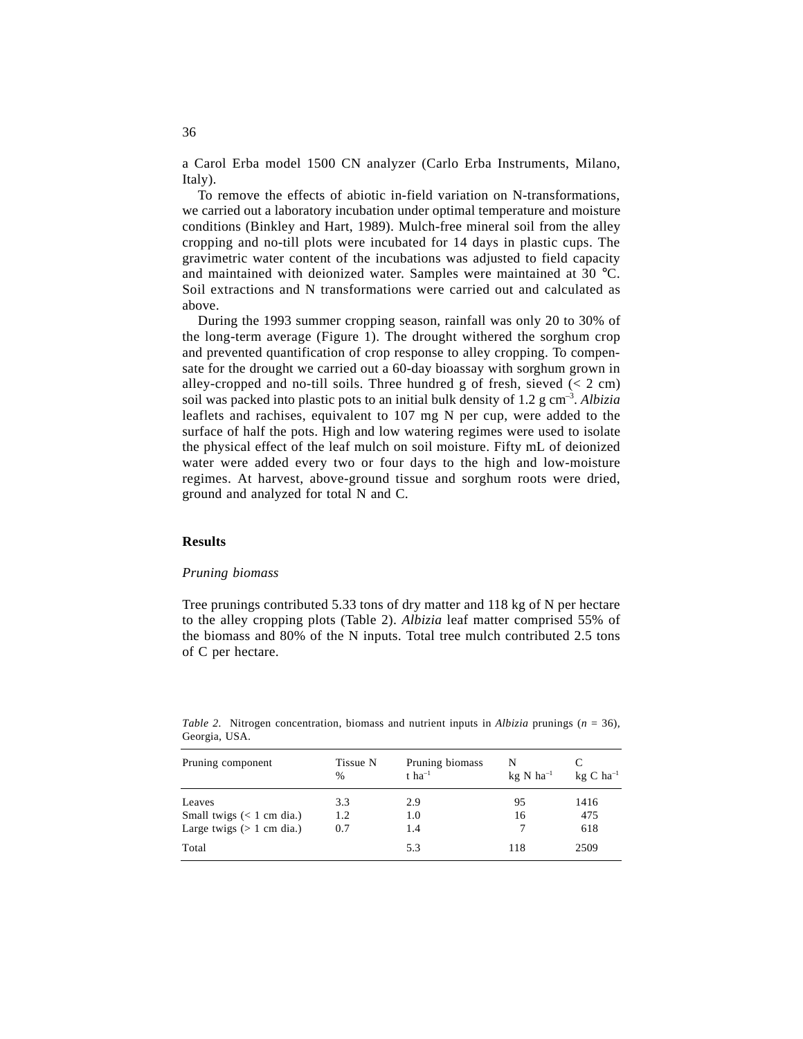a Carol Erba model 1500 CN analyzer (Carlo Erba Instruments, Milano, Italy).

To remove the effects of abiotic in-field variation on N-transformations, we carried out a laboratory incubation under optimal temperature and moisture conditions (Binkley and Hart, 1989). Mulch-free mineral soil from the alley cropping and no-till plots were incubated for 14 days in plastic cups. The gravimetric water content of the incubations was adjusted to field capacity and maintained with deionized water. Samples were maintained at 30 °C. Soil extractions and N transformations were carried out and calculated as above.

During the 1993 summer cropping season, rainfall was only 20 to 30% of the long-term average (Figure 1). The drought withered the sorghum crop and prevented quantification of crop response to alley cropping. To compensate for the drought we carried out a 60-day bioassay with sorghum grown in alley-cropped and no-till soils. Three hundred g of fresh, sieved (< 2 cm) soil was packed into plastic pots to an initial bulk density of 1.2 g $cm^{-3}$. *Albizia* leaflets and rachises, equivalent to 107 mg N per cup, were added to the surface of half the pots. High and low watering regimes were used to isolate the physical effect of the leaf mulch on soil moisture. Fifty mL of deionized water were added every two or four days to the high and low-moisture regimes. At harvest, above-ground tissue and sorghum roots were dried, ground and analyzed for total N and C.

## Results

### *Pruning biomass*

Tree prunings contributed 5.33 tons of dry matter and 118 kg of N per hectare to the alley cropping plots (Table 2). *Albizia* leaf matter comprised 55% of the biomass and 80% of the N inputs. Total tree mulch contributed 2.5 tons of C per hectare.

*Table 2.* Nitrogen concentration, biomass and nutrient inputs in *Albizia* prunings ($n$ = 36), Georgia, USA.

| Pruning component | Tissue N % | Pruning biomass t $ha^{-1}$ | N kg N $ha^{-1}$ | C kg C $ha^{-1}$ |
|---|---|---|---|---|
| Leaves | 3.3 | 2.9 | 95 | 1416 |
| Small twigs (< 1 cm dia.) | 1.2 | 1.0 | 16 | 475 |
| Large twigs (> 1 cm dia.) | 0.7 | 1.4 | 7 | 618 |
| Total | | 5.3 | 118 | 2509 |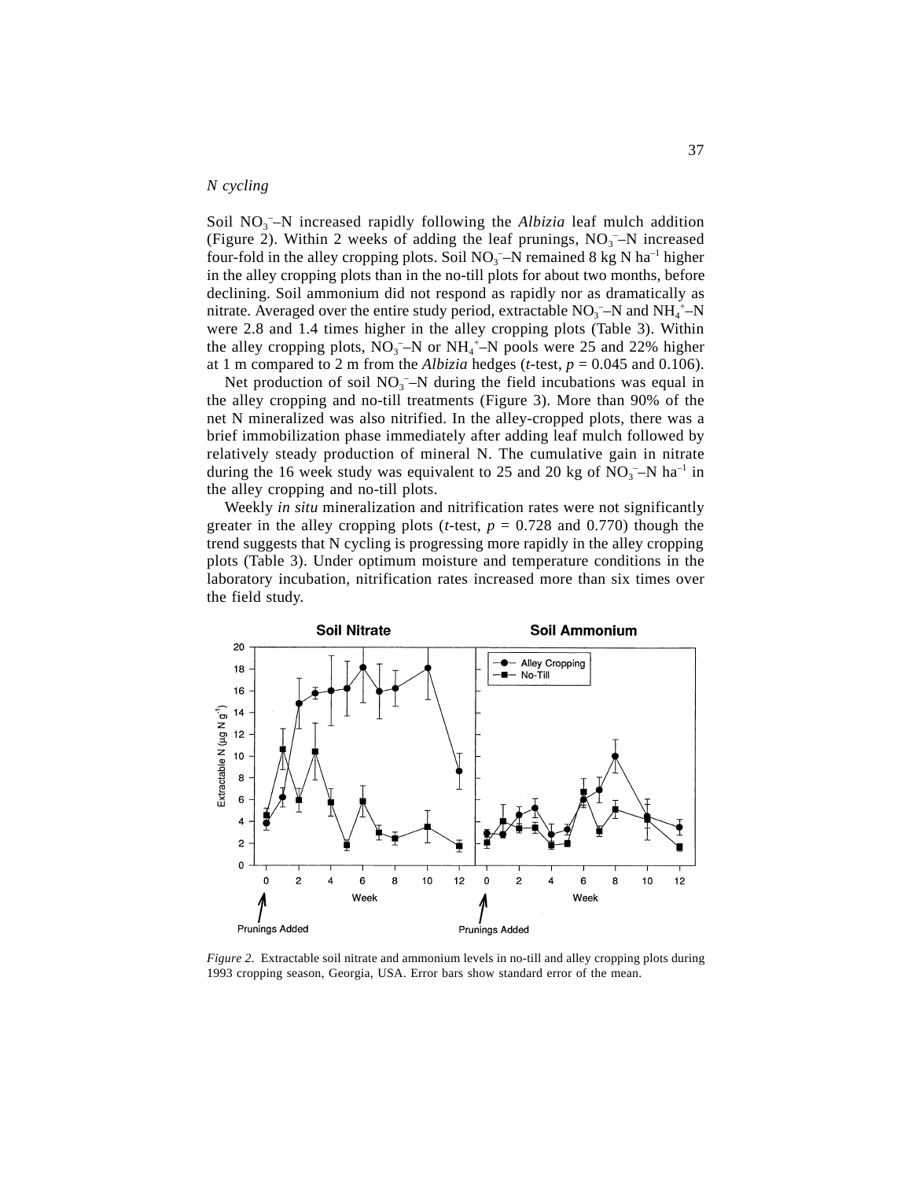*N cycling*

Soil $NO_3^-$–N increased rapidly following the *Albizia* leaf mulch addition (Figure 2). Within 2 weeks of adding the leaf prunings, $NO_3^-$–N increased four-fold in the alley cropping plots. Soil $NO_3^-$–N remained 8 kg N ha$^{-1}$ higher in the alley cropping plots than in the no-till plots for about two months, before declining. Soil ammonium did not respond as rapidly nor as dramatically as nitrate. Averaged over the entire study period, extractable $NO_3^-$–N and $NH_4^+$–N were 2.8 and 1.4 times higher in the alley cropping plots (Table 3). Within the alley cropping plots, $NO_3^-$–N or $NH_4^+$–N pools were 25 and 22% higher at 1 m compared to 2 m from the *Albizia* hedges (*t*-test, $p = 0.045$ and 0.106).

Net production of soil $NO_3^-$–N during the field incubations was equal in the alley cropping and no-till treatments (Figure 3). More than 90% of the net N mineralized was also nitrified. In the alley-cropped plots, there was a brief immobilization phase immediately after adding leaf mulch followed by relatively steady production of mineral N. The cumulative gain in nitrate during the 16 week study was equivalent to 25 and 20 kg of $NO_3^-$–N ha$^{-1}$ in the alley cropping and no-till plots.

Weekly *in situ* mineralization and nitrification rates were not significantly greater in the alley cropping plots (*t*-test, $p = 0.728$ and 0.770) though the trend suggests that N cycling is progressing more rapidly in the alley cropping plots (Table 3). Under optimum moisture and temperature conditions in the laboratory incubation, nitrification rates increased more than six times over the field study.

*Figure 2.* Extractable soil nitrate and ammonium levels in no-till and alley cropping plots during 1993 cropping season, Georgia, USA. Error bars show standard error of the mean.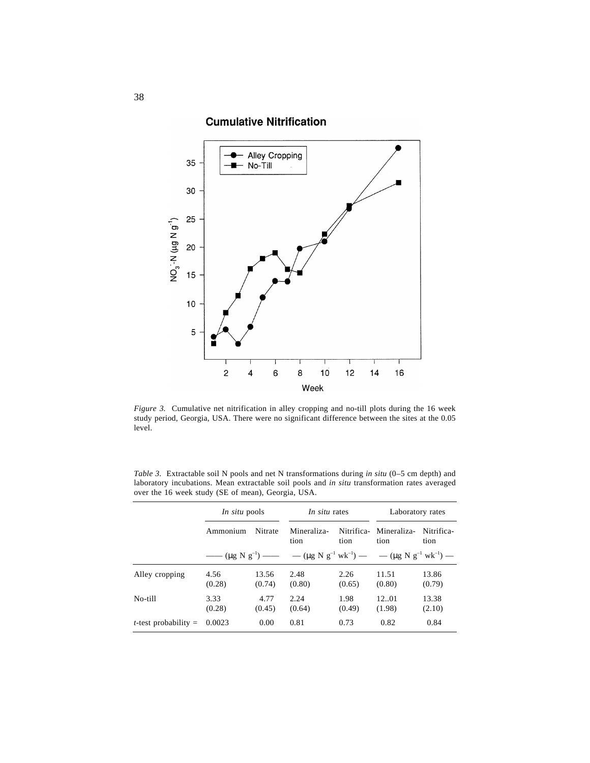*Figure 3.* Cumulative net nitrification in alley cropping and no-till plots during the 16 week study period, Georgia, USA. There were no significant difference between the sites at the 0.05 level.

*Table 3.* Extractable soil N pools and net N transformations during *in situ* (0–5 cm depth) and laboratory incubations. Mean extractable soil pools and *in situ* transformation rates averaged over the 16 week study (SE of mean), Georgia, USA.

| | *In situ* pools | | *In situ* rates | | Laboratory rates | |
|---|---|---|---|---|---|---|
| | Ammonium | Nitrate | Mineralization | Nitrification | Mineralization | Nitrification |
| | —— (μg N $g^{-1}$) —— | | — (μg N $g^{-1}$ $wk^{-1}$) — | | — (μg N $g^{-1}$ $wk^{-1}$) — | |
| Alley cropping | 4.56 (0.28) | 13.56 (0.74) | 2.48 (0.80) | 2.26 (0.65) | 11.51 (0.80) | 13.86 (0.79) |
| No-till | 3.33 (0.28) | 4.77 (0.45) | 2.24 (0.64) | 1.98 (0.49) | 12..01 (1.98) | 13.38 (2.10) |
| *t*-test probability = | 0.0023 | 0.00 | 0.81 | 0.73 | 0.82 | 0.84 |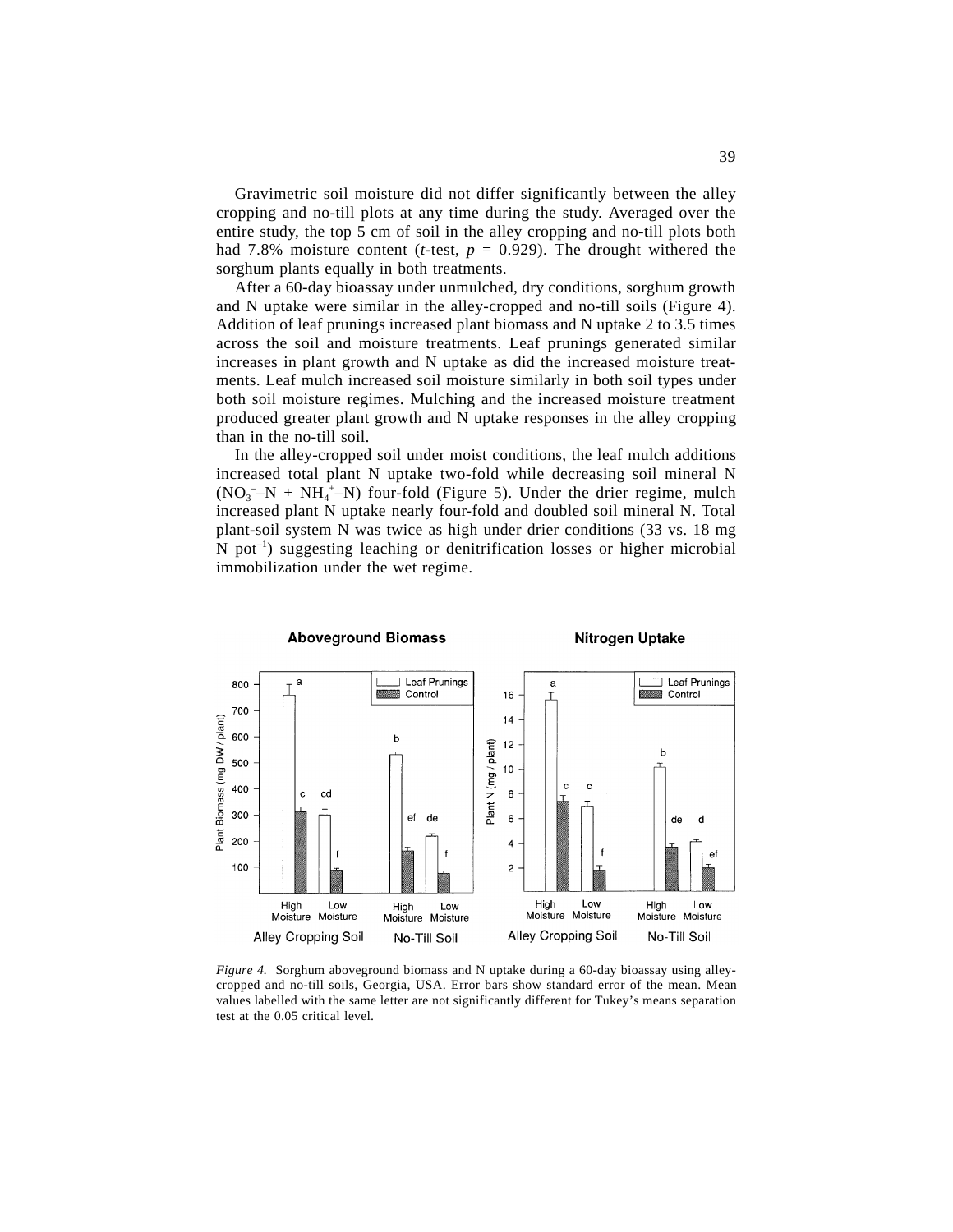Gravimetric soil moisture did not differ significantly between the alley cropping and no-till plots at any time during the study. Averaged over the entire study, the top 5 cm of soil in the alley cropping and no-till plots both had 7.8% moisture content (*t*-test, $p = 0.929$). The drought withered the sorghum plants equally in both treatments.

After a 60-day bioassay under unmulched, dry conditions, sorghum growth and N uptake were similar in the alley-cropped and no-till soils (Figure 4). Addition of leaf prunings increased plant biomass and N uptake 2 to 3.5 times across the soil and moisture treatments. Leaf prunings generated similar increases in plant growth and N uptake as did the increased moisture treatments. Leaf mulch increased soil moisture similarly in both soil types under both soil moisture regimes. Mulching and the increased moisture treatment produced greater plant growth and N uptake responses in the alley cropping than in the no-till soil.

In the alley-cropped soil under moist conditions, the leaf mulch additions increased total plant N uptake two-fold while decreasing soil mineral N ($NO_3^-$–N + $NH_4^+$–N) four-fold (Figure 5). Under the drier regime, mulch increased plant N uptake nearly four-fold and doubled soil mineral N. Total plant-soil system N was twice as high under drier conditions (33 vs. 18 mg N pot$^{-1}$) suggesting leaching or denitrification losses or higher microbial immobilization under the wet regime.

*Figure 4.* Sorghum aboveground biomass and N uptake during a 60-day bioassay using alley-cropped and no-till soils, Georgia, USA. Error bars show standard error of the mean. Mean values labelled with the same letter are not significantly different for Tukey's means separation test at the 0.05 critical level.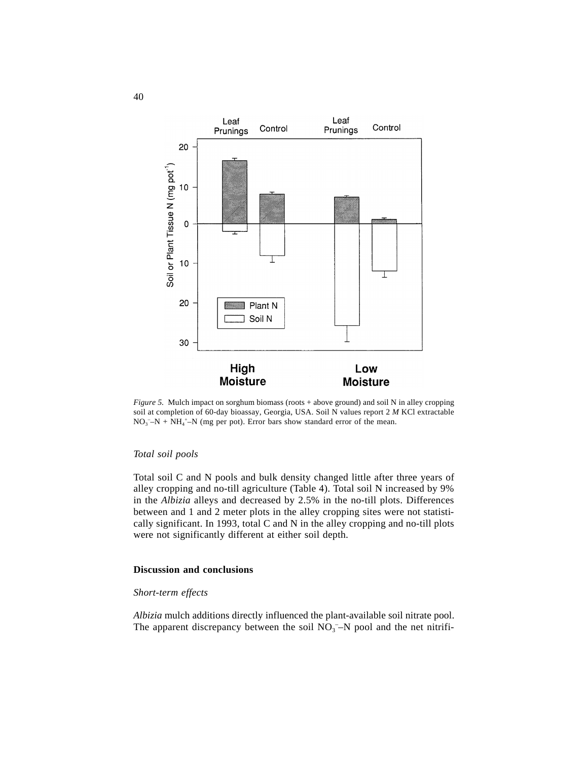*Figure 5.* Mulch impact on sorghum biomass (roots + above ground) and soil N in alley cropping soil at completion of 60-day bioassay, Georgia, USA. Soil N values report 2 *M* KCl extractable $NO_3^-$–N + $NH_4^+$–N (mg per pot). Error bars show standard error of the mean.

### *Total soil pools*

Total soil C and N pools and bulk density changed little after three years of alley cropping and no-till agriculture (Table 4). Total soil N increased by 9% in the *Albizia* alleys and decreased by 2.5% in the no-till plots. Differences between and 1 and 2 meter plots in the alley cropping sites were not statistically significant. In 1993, total C and N in the alley cropping and no-till plots were not significantly different at either soil depth.

## **Discussion and conclusions**

### *Short-term effects*

*Albizia* mulch additions directly influenced the plant-available soil nitrate pool. The apparent discrepancy between the soil $NO_3^-$–N pool and the net nitrifi-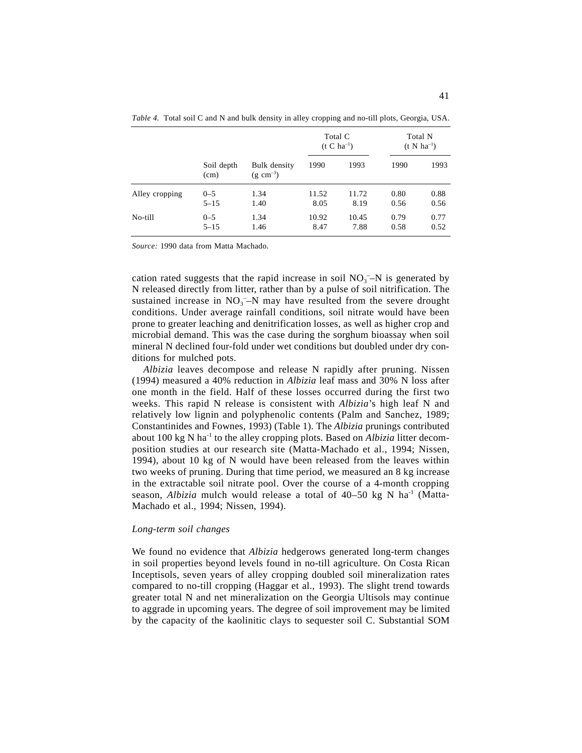*Table 4.* Total soil C and N and bulk density in alley cropping and no-till plots, Georgia, USA.

| | | | Total C ($t\ C\ ha^{-1}$) | | Total N ($t\ N\ ha^{-1}$) | |
|---|---|---|---|---|---|---|
| | Soil depth (cm) | Bulk density ($g\ cm^{-3}$) | 1990 | 1993 | 1990 | 1993 |
| Alley cropping | 0–5 | 1.34 | 11.52 | 11.72 | 0.80 | 0.88 |
| | 5–15 | 1.40 | 8.05 | 8.19 | 0.56 | 0.56 |
| No-till | 0–5 | 1.34 | 10.92 | 10.45 | 0.79 | 0.77 |
| | 5–15 | 1.46 | 8.47 | 7.88 | 0.58 | 0.52 |

*Source:* 1990 data from Matta Machado.

cation rated suggests that the rapid increase in soil $NO_3^-$–N is generated by N released directly from litter, rather than by a pulse of soil nitrification. The sustained increase in $NO_3^-$–N may have resulted from the severe drought conditions. Under average rainfall conditions, soil nitrate would have been prone to greater leaching and denitrification losses, as well as higher crop and microbial demand. This was the case during the sorghum bioassay when soil mineral N declined four-fold under wet conditions but doubled under dry conditions for mulched pots.

*Albizia* leaves decompose and release N rapidly after pruning. Nissen (1994) measured a 40% reduction in *Albizia* leaf mass and 30% N loss after one month in the field. Half of these losses occurred during the first two weeks. This rapid N release is consistent with *Albizia*'s high leaf N and relatively low lignin and polyphenolic contents (Palm and Sanchez, 1989; Constantinides and Fownes, 1993) (Table 1). The *Albizia* prunings contributed about 100 kg N $ha^{-1}$ to the alley cropping plots. Based on *Albizia* litter decomposition studies at our research site (Matta-Machado et al., 1994; Nissen, 1994), about 10 kg of N would have been released from the leaves within two weeks of pruning. During that time period, we measured an 8 kg increase in the extractable soil nitrate pool. Over the course of a 4-month cropping season, *Albizia* mulch would release a total of 40–50 kg N $ha^{-1}$ (Matta-Machado et al., 1994; Nissen, 1994).

### *Long-term soil changes*

We found no evidence that *Albizia* hedgerows generated long-term changes in soil properties beyond levels found in no-till agriculture. On Costa Rican Inceptisols, seven years of alley cropping doubled soil mineralization rates compared to no-till cropping (Haggar et al., 1993). The slight trend towards greater total N and net mineralization on the Georgia Ultisols may continue to aggrade in upcoming years. The degree of soil improvement may be limited by the capacity of the kaolinitic clays to sequester soil C. Substantial SOM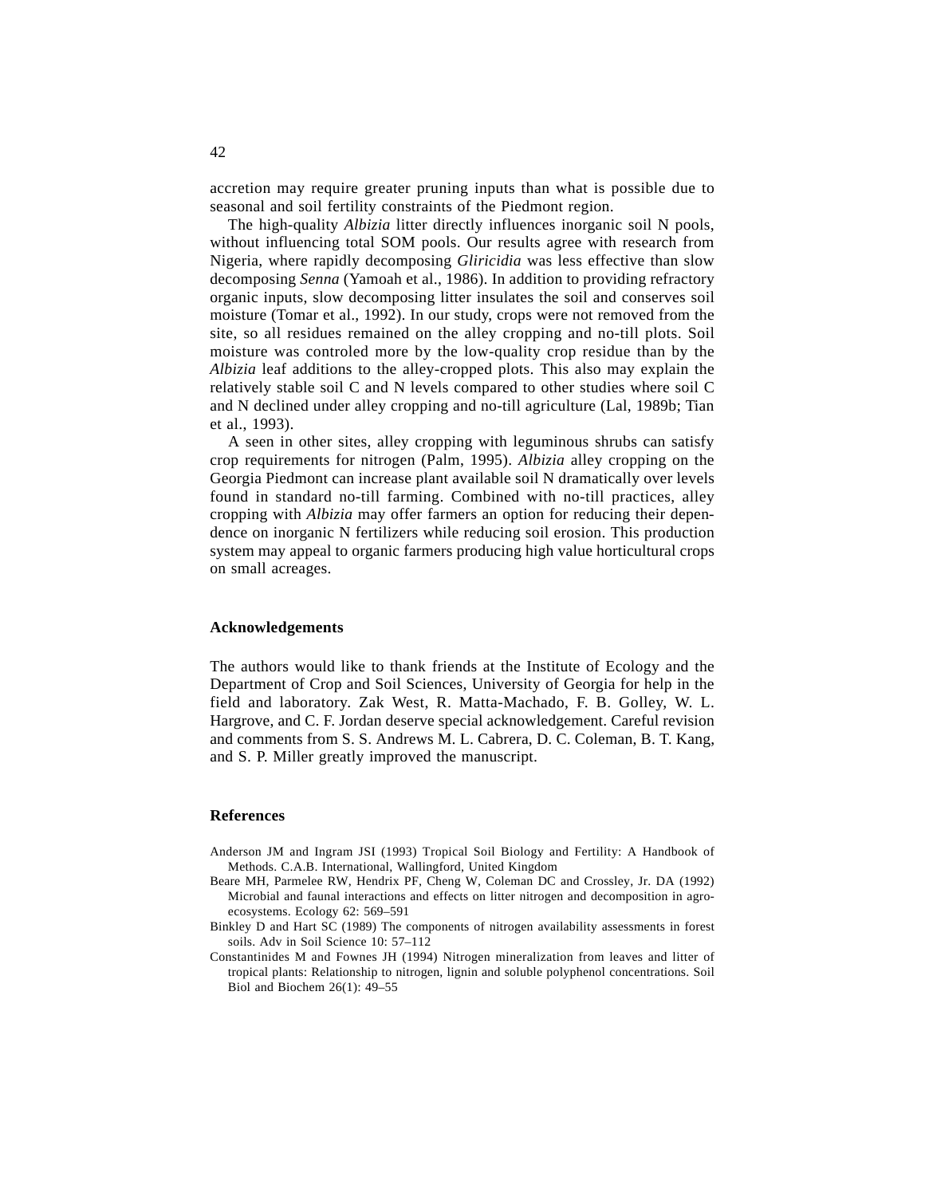accretion may require greater pruning inputs than what is possible due to seasonal and soil fertility constraints of the Piedmont region.

The high-quality *Albizia* litter directly influences inorganic soil N pools, without influencing total SOM pools. Our results agree with research from Nigeria, where rapidly decomposing *Gliricidia* was less effective than slow decomposing *Senna* (Yamoah et al., 1986). In addition to providing refractory organic inputs, slow decomposing litter insulates the soil and conserves soil moisture (Tomar et al., 1992). In our study, crops were not removed from the site, so all residues remained on the alley cropping and no-till plots. Soil moisture was controled more by the low-quality crop residue than by the *Albizia* leaf additions to the alley-cropped plots. This also may explain the relatively stable soil C and N levels compared to other studies where soil C and N declined under alley cropping and no-till agriculture (Lal, 1989b; Tian et al., 1993).

A seen in other sites, alley cropping with leguminous shrubs can satisfy crop requirements for nitrogen (Palm, 1995). *Albizia* alley cropping on the Georgia Piedmont can increase plant available soil N dramatically over levels found in standard no-till farming. Combined with no-till practices, alley cropping with *Albizia* may offer farmers an option for reducing their dependence on inorganic N fertilizers while reducing soil erosion. This production system may appeal to organic farmers producing high value horticultural crops on small acreages.

## Acknowledgements

The authors would like to thank friends at the Institute of Ecology and the Department of Crop and Soil Sciences, University of Georgia for help in the field and laboratory. Zak West, R. Matta-Machado, F. B. Golley, W. L. Hargrove, and C. F. Jordan deserve special acknowledgement. Careful revision and comments from S. S. Andrews M. L. Cabrera, D. C. Coleman, B. T. Kang, and S. P. Miller greatly improved the manuscript.

## References

Anderson JM and Ingram JSI (1993) Tropical Soil Biology and Fertility: A Handbook of Methods. C.A.B. International, Wallingford, United Kingdom

Beare MH, Parmelee RW, Hendrix PF, Cheng W, Coleman DC and Crossley, Jr. DA (1992) Microbial and faunal interactions and effects on litter nitrogen and decomposition in agroecosystems. Ecology 62: 569–591

Binkley D and Hart SC (1989) The components of nitrogen availability assessments in forest soils. Adv in Soil Science 10: 57–112

Constantinides M and Fownes JH (1994) Nitrogen mineralization from leaves and litter of tropical plants: Relationship to nitrogen, lignin and soluble polyphenol concentrations. Soil Biol and Biochem 26(1): 49–55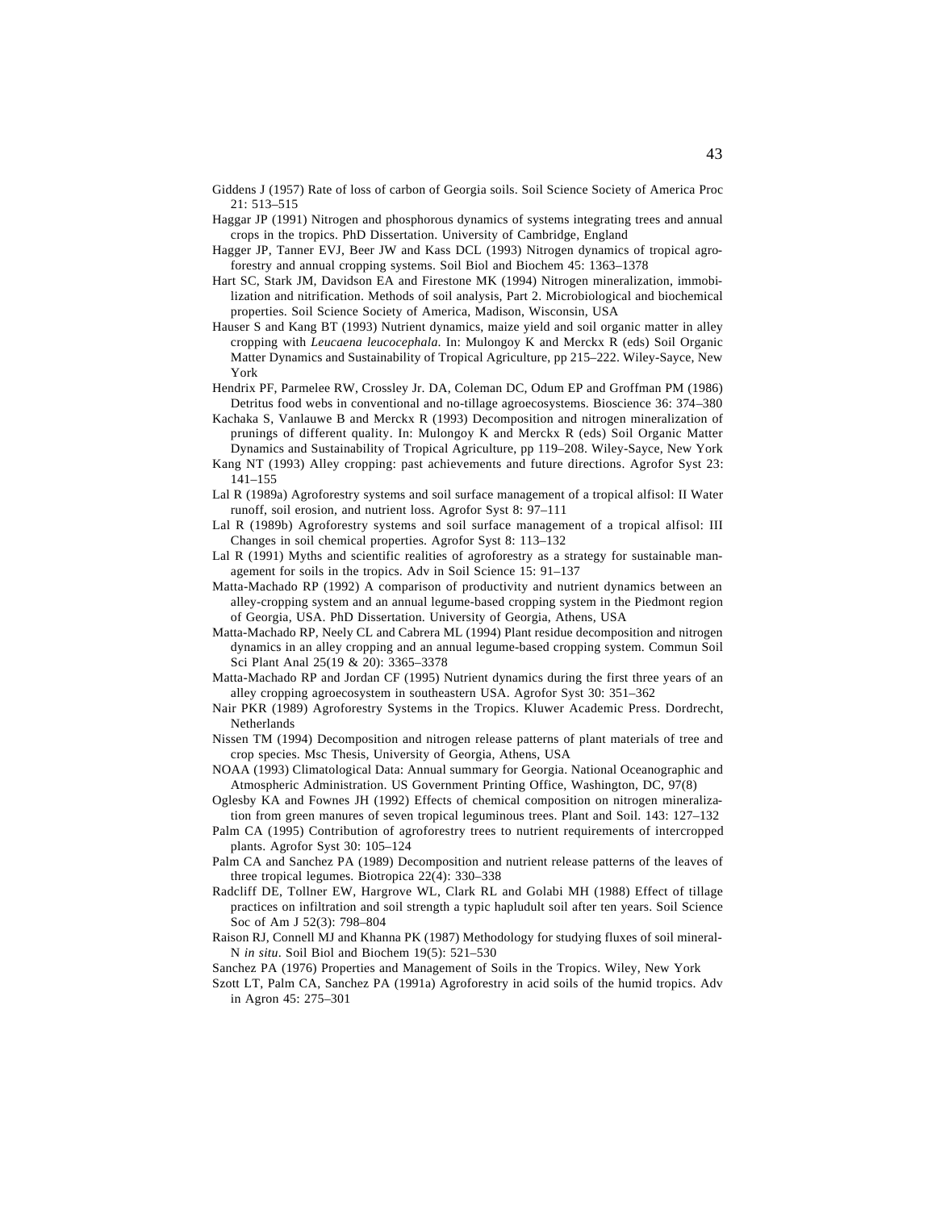Giddens J (1957) Rate of loss of carbon of Georgia soils. Soil Science Society of America Proc 21: 513–515

Haggar JP (1991) Nitrogen and phosphorous dynamics of systems integrating trees and annual crops in the tropics. PhD Dissertation. University of Cambridge, England

Hagger JP, Tanner EVJ, Beer JW and Kass DCL (1993) Nitrogen dynamics of tropical agroforestry and annual cropping systems. Soil Biol and Biochem 45: 1363–1378

Hart SC, Stark JM, Davidson EA and Firestone MK (1994) Nitrogen mineralization, immobilization and nitrification. Methods of soil analysis, Part 2. Microbiological and biochemical properties. Soil Science Society of America, Madison, Wisconsin, USA

Hauser S and Kang BT (1993) Nutrient dynamics, maize yield and soil organic matter in alley cropping with *Leucaena leucocephala*. In: Mulongoy K and Merckx R (eds) Soil Organic Matter Dynamics and Sustainability of Tropical Agriculture, pp 215–222. Wiley-Sayce, New York

Hendrix PF, Parmelee RW, Crossley Jr. DA, Coleman DC, Odum EP and Groffman PM (1986) Detritus food webs in conventional and no-tillage agroecosystems. Bioscience 36: 374–380

Kachaka S, Vanlauwe B and Merckx R (1993) Decomposition and nitrogen mineralization of prunings of different quality. In: Mulongoy K and Merckx R (eds) Soil Organic Matter Dynamics and Sustainability of Tropical Agriculture, pp 119–208. Wiley-Sayce, New York

Kang NT (1993) Alley cropping: past achievements and future directions. Agrofor Syst 23: 141–155

Lal R (1989a) Agroforestry systems and soil surface management of a tropical alfisol: II Water runoff, soil erosion, and nutrient loss. Agrofor Syst 8: 97–111

Lal R (1989b) Agroforestry systems and soil surface management of a tropical alfisol: III Changes in soil chemical properties. Agrofor Syst 8: 113–132

Lal R (1991) Myths and scientific realities of agroforestry as a strategy for sustainable management for soils in the tropics. Adv in Soil Science 15: 91–137

Matta-Machado RP (1992) A comparison of productivity and nutrient dynamics between an alley-cropping system and an annual legume-based cropping system in the Piedmont region of Georgia, USA. PhD Dissertation. University of Georgia, Athens, USA

Matta-Machado RP, Neely CL and Cabrera ML (1994) Plant residue decomposition and nitrogen dynamics in an alley cropping and an annual legume-based cropping system. Commun Soil Sci Plant Anal 25(19 & 20): 3365–3378

Matta-Machado RP and Jordan CF (1995) Nutrient dynamics during the first three years of an alley cropping agroecosystem in southeastern USA. Agrofor Syst 30: 351–362

Nair PKR (1989) Agroforestry Systems in the Tropics. Kluwer Academic Press. Dordrecht, Netherlands

Nissen TM (1994) Decomposition and nitrogen release patterns of plant materials of tree and crop species. Msc Thesis, University of Georgia, Athens, USA

NOAA (1993) Climatological Data: Annual summary for Georgia. National Oceanographic and Atmospheric Administration. US Government Printing Office, Washington, DC, 97(8)

Oglesby KA and Fownes JH (1992) Effects of chemical composition on nitrogen mineralization from green manures of seven tropical leguminous trees. Plant and Soil. 143: 127–132

Palm CA (1995) Contribution of agroforestry trees to nutrient requirements of intercropped plants. Agrofor Syst 30: 105–124

Palm CA and Sanchez PA (1989) Decomposition and nutrient release patterns of the leaves of three tropical legumes. Biotropica 22(4): 330–338

Radcliff DE, Tollner EW, Hargrove WL, Clark RL and Golabi MH (1988) Effect of tillage practices on infiltration and soil strength a typic hapludult soil after ten years. Soil Science Soc of Am J 52(3): 798–804

Raison RJ, Connell MJ and Khanna PK (1987) Methodology for studying fluxes of soil mineral-N *in situ*. Soil Biol and Biochem 19(5): 521–530

Sanchez PA (1976) Properties and Management of Soils in the Tropics. Wiley, New York

Szott LT, Palm CA, Sanchez PA (1991a) Agroforestry in acid soils of the humid tropics. Adv in Agron 45: 275–301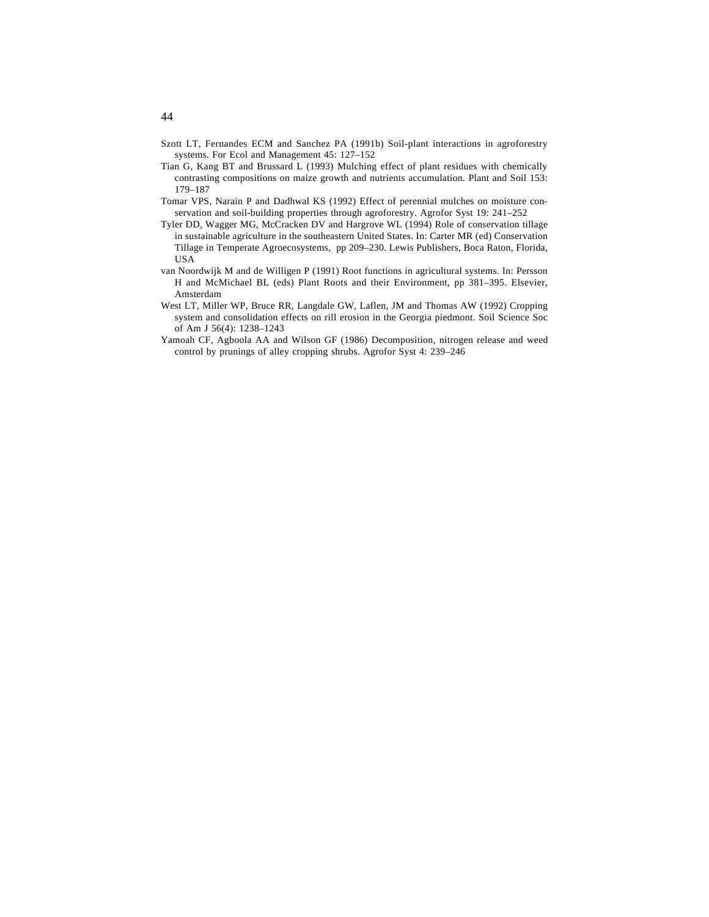Szott LT, Fernandes ECM and Sanchez PA (1991b) Soil-plant interactions in agroforestry systems. For Ecol and Management 45: 127–152

Tian G, Kang BT and Brussard L (1993) Mulching effect of plant residues with chemically contrasting compositions on maize growth and nutrients accumulation. Plant and Soil 153: 179–187

Tomar VPS, Narain P and Dadhwal KS (1992) Effect of perennial mulches on moisture conservation and soil-building properties through agroforestry. Agrofor Syst 19: 241–252

Tyler DD, Wagger MG, McCracken DV and Hargrove WL (1994) Role of conservation tillage in sustainable agriculture in the southeastern United States. In: Carter MR (ed) Conservation Tillage in Temperate Agroecosystems, pp 209–230. Lewis Publishers, Boca Raton, Florida, USA

van Noordwijk M and de Willigen P (1991) Root functions in agricultural systems. In: Persson H and McMichael BL (eds) Plant Roots and their Environment, pp 381–395. Elsevier, Amsterdam

West LT, Miller WP, Bruce RR, Langdale GW, Laflen, JM and Thomas AW (1992) Cropping system and consolidation effects on rill erosion in the Georgia piedmont. Soil Science Soc of Am J 56(4): 1238–1243

Yamoah CF, Agboola AA and Wilson GF (1986) Decomposition, nitrogen release and weed control by prunings of alley cropping shrubs. Agrofor Syst 4: 239–246